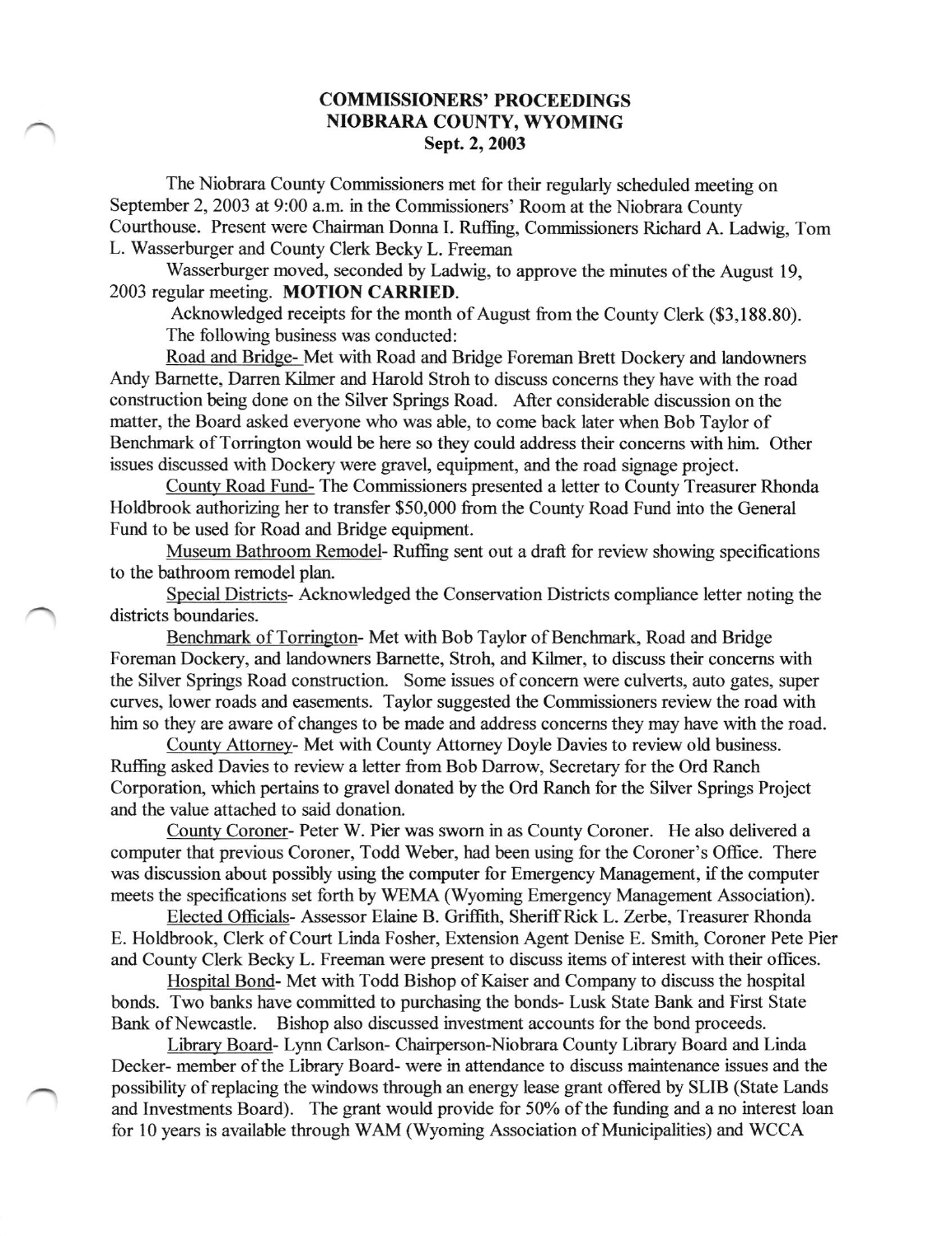# COMMISSIONERS' PROCEEDINGS
## NIOBRARA COUNTY, WYOMING
### Sept. 2, 2003

The Niobrara County Commissioners met for their regularly scheduled meeting on September 2, 2003 at 9:00 a.m. in the Commissioners' Room at the Niobrara County Courthouse. Present were Chairman Donna I. Ruffing, Commissioners Richard A. Ladwig, Tom L. Wasserburger and County Clerk Becky L. Freeman

Wasserburger moved, seconded by Ladwig, to approve the minutes of the August 19, 2003 regular meeting. **MOTION CARRIED**.

Acknowledged receipts for the month of August from the County Clerk ($3,188.80).

The following business was conducted:

Road and Bridge- Met with Road and Bridge Foreman Brett Dockery and landowners Andy Barnette, Darren Kilmer and Harold Stroh to discuss concerns they have with the road construction being done on the Silver Springs Road. After considerable discussion on the matter, the Board asked everyone who was able, to come back later when Bob Taylor of Benchmark of Torrington would be here so they could address their concerns with him. Other issues discussed with Dockery were gravel, equipment, and the road signage project.

County Road Fund- The Commissioners presented a letter to County Treasurer Rhonda Holdbrook authorizing her to transfer $50,000 from the County Road Fund into the General Fund to be used for Road and Bridge equipment.

Museum Bathroom Remodel- Ruffing sent out a draft for review showing specifications to the bathroom remodel plan.

Special Districts- Acknowledged the Conservation Districts compliance letter noting the districts boundaries.

Benchmark of Torrington- Met with Bob Taylor of Benchmark, Road and Bridge Foreman Dockery, and landowners Barnette, Stroh, and Kilmer, to discuss their concerns with the Silver Springs Road construction. Some issues of concern were culverts, auto gates, super curves, lower roads and easements. Taylor suggested the Commissioners review the road with him so they are aware of changes to be made and address concerns they may have with the road.

County Attorney- Met with County Attorney Doyle Davies to review old business. Ruffing asked Davies to review a letter from Bob Darrow, Secretary for the Ord Ranch Corporation, which pertains to gravel donated by the Ord Ranch for the Silver Springs Project and the value attached to said donation.

County Coroner- Peter W. Pier was sworn in as County Coroner. He also delivered a computer that previous Coroner, Todd Weber, had been using for the Coroner's Office. There was discussion about possibly using the computer for Emergency Management, if the computer meets the specifications set forth by WEMA (Wyoming Emergency Management Association).

Elected Officials- Assessor Elaine B. Griffith, Sheriff Rick L. Zerbe, Treasurer Rhonda E. Holdbrook, Clerk of Court Linda Fosher, Extension Agent Denise E. Smith, Coroner Pete Pier and County Clerk Becky L. Freeman were present to discuss items of interest with their offices.

Hospital Bond- Met with Todd Bishop of Kaiser and Company to discuss the hospital bonds. Two banks have committed to purchasing the bonds- Lusk State Bank and First State Bank of Newcastle. Bishop also discussed investment accounts for the bond proceeds.

Library Board- Lynn Carlson- Chairperson-Niobrara County Library Board and Linda Decker- member of the Library Board- were in attendance to discuss maintenance issues and the possibility of replacing the windows through an energy lease grant offered by SLIB (State Lands and Investments Board). The grant would provide for 50% of the funding and a no interest loan for 10 years is available through WAM (Wyoming Association of Municipalities) and WCCA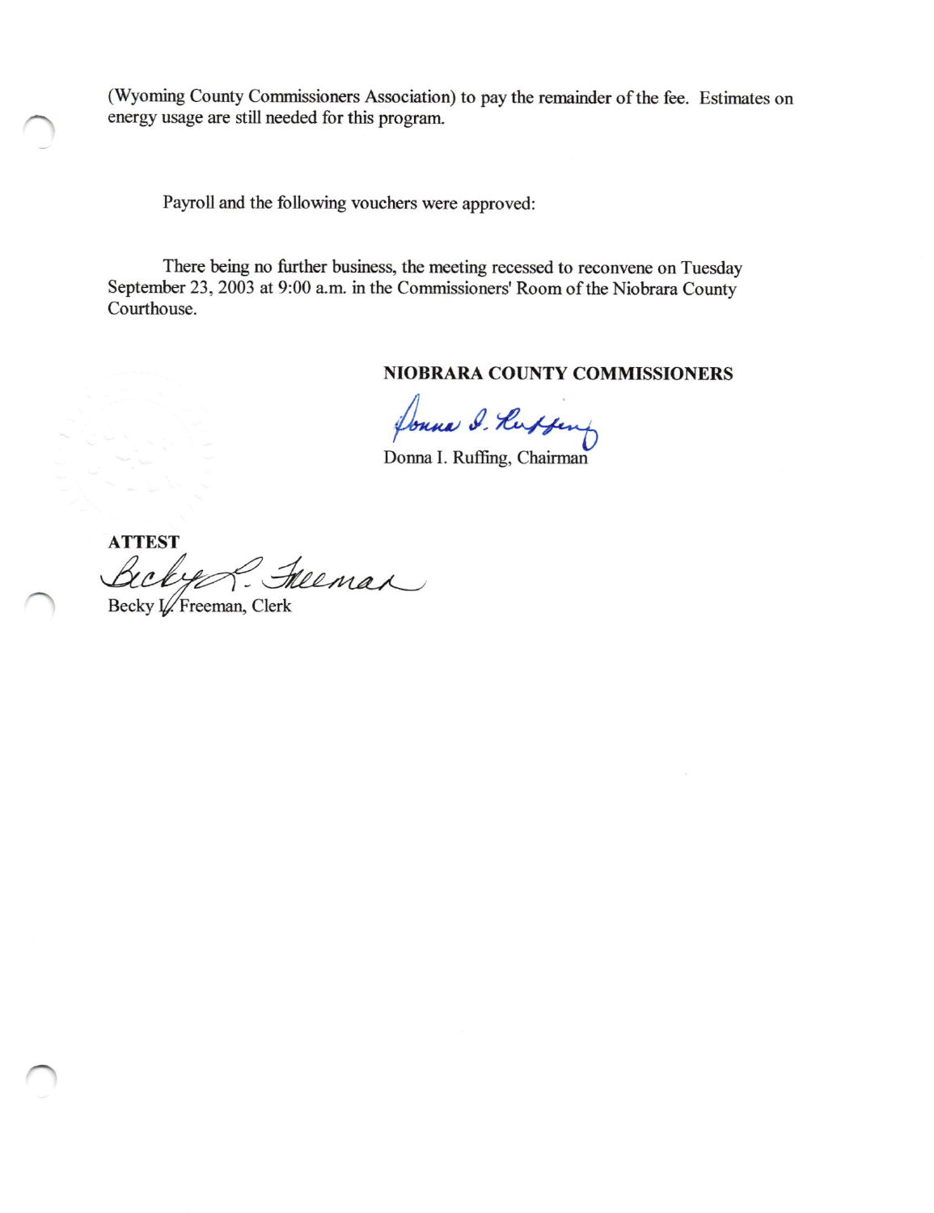(Wyoming County Commissioners Association) to pay the remainder of the fee. Estimates on energy usage are still needed for this program.

Payroll and the following vouchers were approved:

There being no further business, the meeting recessed to reconvene on Tuesday September 23, 2003 at 9:00 a.m. in the Commissioners' Room of the Niobrara County Courthouse.

**NIOBRARA COUNTY COMMISSIONERS**

Donna I. Ruffing

Donna I. Ruffing, Chairman

**ATTEST**

Becky L. Freeman

Becky L. Freeman, Clerk